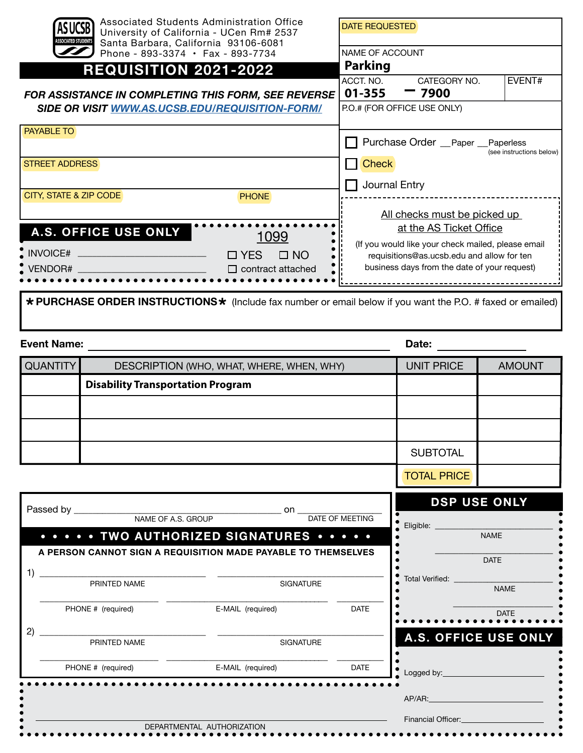Associated Students Administration Office
University of California - UCen Rm# 2537
Santa Barbara, California 93106-6081
Phone - 893-3374 • Fax - 893-7734

# REQUISITION 2021-2022

***FOR ASSISTANCE IN COMPLETING THIS FORM, SEE REVERSE SIDE OR VISIT [WWW.AS.UCSB.EDU/REQUISITION-FORM/](http://WWW.AS.UCSB.EDU/REQUISITION-FORM/)***

DATE REQUESTED

NAME OF ACCOUNT
**Parking**

| ACCT. NO. | CATEGORY NO. | EVENT# |
|---|---|---|
| **01-355** | **– 7900** | |

P.O.# (FOR OFFICE USE ONLY)

PAYABLE TO

STREET ADDRESS

CITY, STATE & ZIP CODE | PHONE

☐ Purchase Order __Paper __Paperless (see instructions below)

☐ Check

☐ Journal Entry

All checks must be picked up at the AS Ticket Office

(If you would like your check mailed, please email requisitions@as.ucsb.edu and allow for ten business days from the date of your request)

## A.S. OFFICE USE ONLY

INVOICE# ____________________

VENDOR# ____________________

1099 ☐ YES ☐ NO
☐ contract attached

**★ PURCHASE ORDER INSTRUCTIONS ★** (Include fax number or email below if you want the P.O. # faxed or emailed)

**Event Name:** ______________________ **Date:** __________

| QUANTITY | DESCRIPTION (WHO, WHAT, WHERE, WHEN, WHY) | UNIT PRICE | AMOUNT |
|---|---|---|---|
| | **Disability Transportation Program** | | |
| | | | |
| | | | |
| | | SUBTOTAL | |
| | | TOTAL PRICE | |

Passed by ______________________ on ______________
NAME OF A.S. GROUP — DATE OF MEETING

## • • • • • TWO AUTHORIZED SIGNATURES • • • • •

**A PERSON CANNOT SIGN A REQUISITION MADE PAYABLE TO THEMSELVES**

1) ______________________ ______________________
PRINTED NAME — SIGNATURE

______________ ______________________ __________
PHONE # (required) — E-MAIL (required) — DATE

2) ______________________ ______________________
PRINTED NAME — SIGNATURE

______________ ______________________ __________
PHONE # (required) — E-MAIL (required) — DATE

______________________________________
DEPARTMENTAL AUTHORIZATION

## DSP USE ONLY

Eligible: ______________________
NAME

______________________
DATE

Total Verified: ______________________
NAME

______________________
DATE

## A.S. OFFICE USE ONLY

Logged by: ______________________

AP/AR: ______________________

Financial Officer: ______________________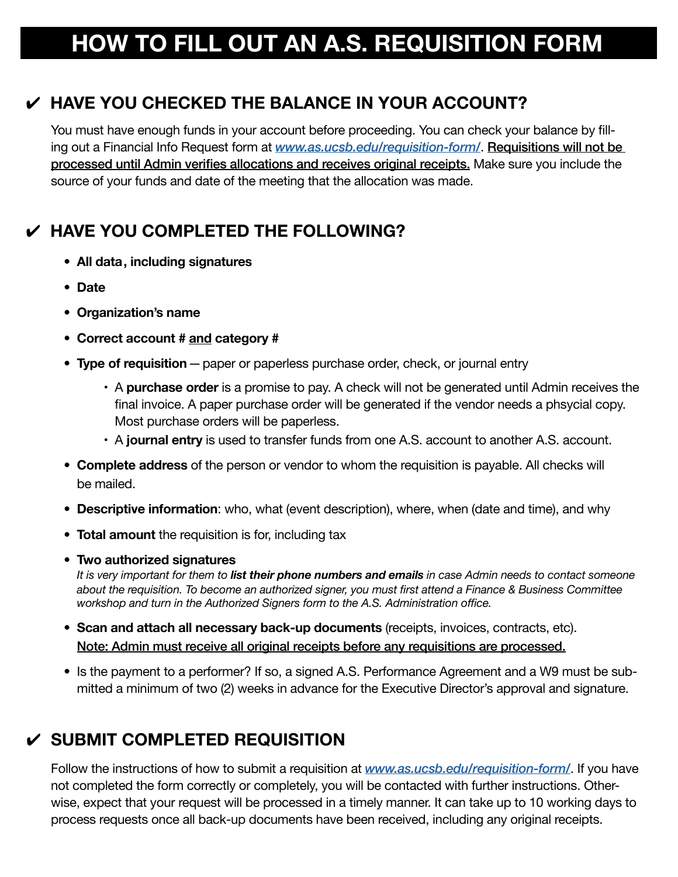# HOW TO FILL OUT AN A.S. REQUISITION FORM

## ✔ HAVE YOU CHECKED THE BALANCE IN YOUR ACCOUNT?

You must have enough funds in your account before proceeding. You can check your balance by filling out a Financial Info Request form at *www.as.ucsb.edu/requisition-form/*. <u>Requisitions will not be processed until Admin verifies allocations and receives original receipts.</u> Make sure you include the source of your funds and date of the meeting that the allocation was made.

## ✔ HAVE YOU COMPLETED THE FOLLOWING?

- **All data, including signatures**
- **Date**
- **Organization's name**
- **Correct account # <u>and</u> category #**
- **Type of requisition** — paper or paperless purchase order, check, or journal entry
  - A **purchase order** is a promise to pay. A check will not be generated until Admin receives the final invoice. A paper purchase order will be generated if the vendor needs a phsycial copy. Most purchase orders will be paperless.
  - A **journal entry** is used to transfer funds from one A.S. account to another A.S. account.
- **Complete address** of the person or vendor to whom the requisition is payable. All checks will be mailed.
- **Descriptive information**: who, what (event description), where, when (date and time), and why
- **Total amount** the requisition is for, including tax
- **Two authorized signatures**
  *It is very important for them to **list their phone numbers and emails** in case Admin needs to contact someone about the requisition. To become an authorized signer, you must first attend a Finance & Business Committee workshop and turn in the Authorized Signers form to the A.S. Administration office.*
- **Scan and attach all necessary back-up documents** (receipts, invoices, contracts, etc).
  <u>Note: Admin must receive all original receipts before any requisitions are processed.</u>
- Is the payment to a performer? If so, a signed A.S. Performance Agreement and a W9 must be submitted a minimum of two (2) weeks in advance for the Executive Director's approval and signature.

## ✔ SUBMIT COMPLETED REQUISITION

Follow the instructions of how to submit a requisition at *www.as.ucsb.edu/requisition-form/*. If you have not completed the form correctly or completely, you will be contacted with further instructions. Otherwise, expect that your request will be processed in a timely manner. It can take up to 10 working days to process requests once all back-up documents have been received, including any original receipts.